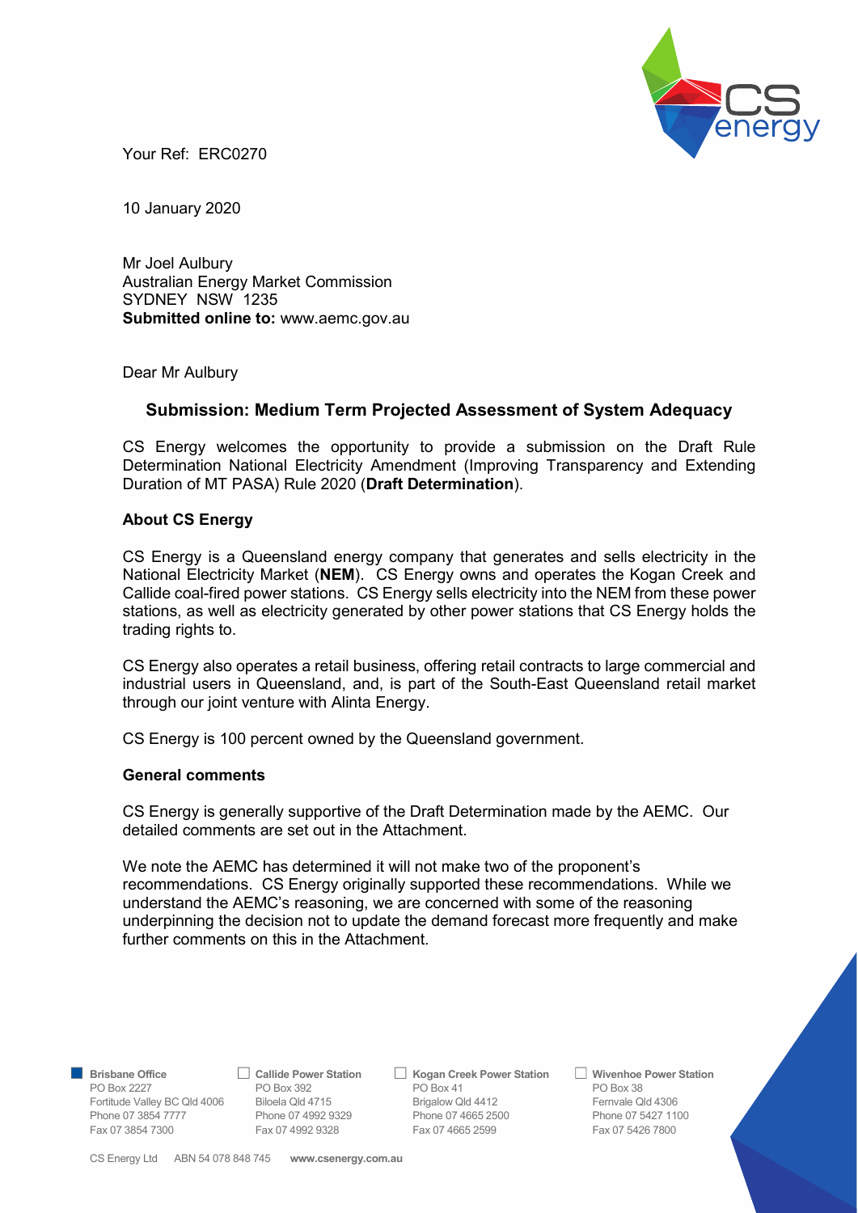Your Ref: ERC0270

10 January 2020

Mr Joel Aulbury
Australian Energy Market Commission
SYDNEY NSW 1235
**Submitted online to:** www.aemc.gov.au

Dear Mr Aulbury

## Submission: Medium Term Projected Assessment of System Adequacy

CS Energy welcomes the opportunity to provide a submission on the Draft Rule Determination National Electricity Amendment (Improving Transparency and Extending Duration of MT PASA) Rule 2020 (**Draft Determination**).

### About CS Energy

CS Energy is a Queensland energy company that generates and sells electricity in the National Electricity Market (**NEM**). CS Energy owns and operates the Kogan Creek and Callide coal-fired power stations. CS Energy sells electricity into the NEM from these power stations, as well as electricity generated by other power stations that CS Energy holds the trading rights to.

CS Energy also operates a retail business, offering retail contracts to large commercial and industrial users in Queensland, and, is part of the South-East Queensland retail market through our joint venture with Alinta Energy.

CS Energy is 100 percent owned by the Queensland government.

### General comments

CS Energy is generally supportive of the Draft Determination made by the AEMC. Our detailed comments are set out in the Attachment.

We note the AEMC has determined it will not make two of the proponent's recommendations. CS Energy originally supported these recommendations. While we understand the AEMC's reasoning, we are concerned with some of the reasoning underpinning the decision not to update the demand forecast more frequently and make further comments on this in the Attachment.

**Brisbane Office**
PO Box 2227
Fortitude Valley BC Qld 4006
Phone 07 3854 7777
Fax 07 3854 7300

**Callide Power Station**
PO Box 392
Biloela Qld 4715
Phone 07 4992 9329
Fax 07 4992 9328

**Kogan Creek Power Station**
PO Box 41
Brigalow Qld 4412
Phone 07 4665 2500
Fax 07 4665 2599

**Wivenhoe Power Station**
PO Box 38
Fernvale Qld 4306
Phone 07 5427 1100
Fax 07 5426 7800

CS Energy Ltd ABN 54 078 848 745 **www.csenergy.com.au**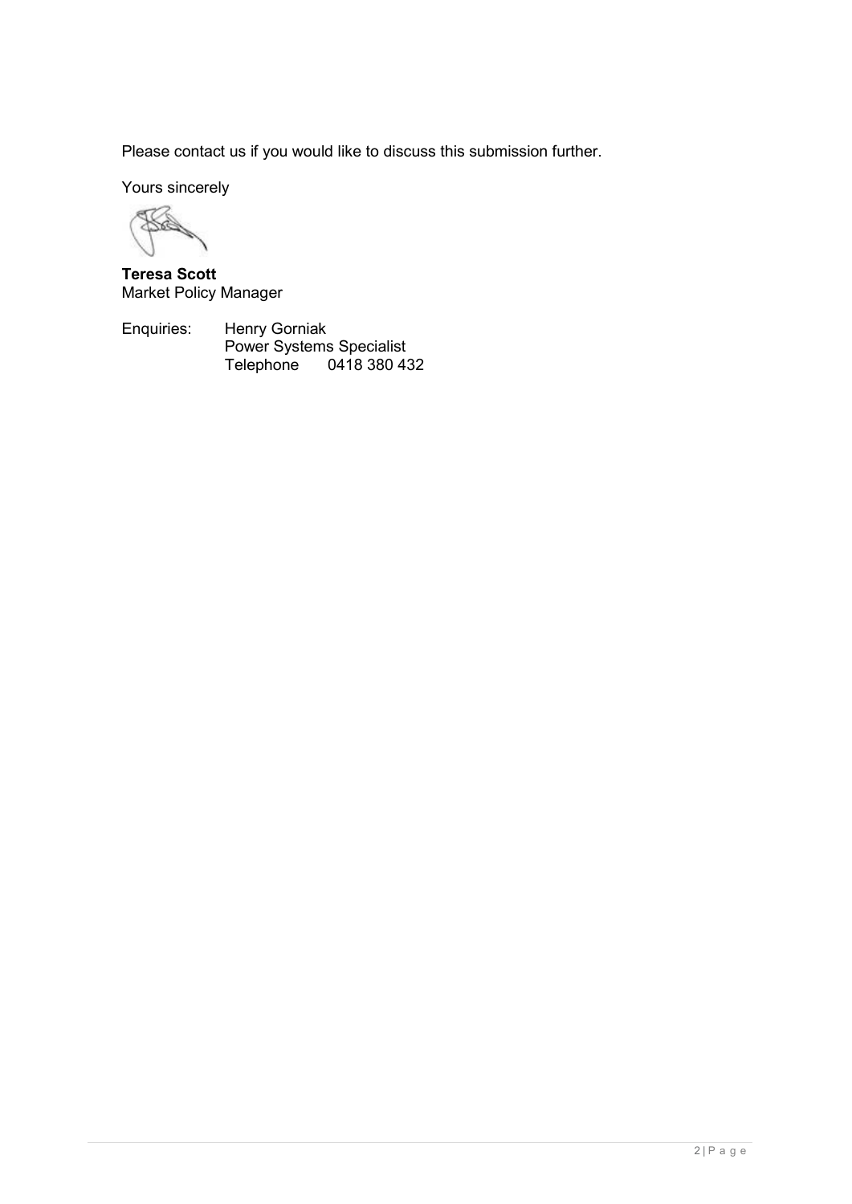Please contact us if you would like to discuss this submission further.

Yours sincerely

**Teresa Scott**
Market Policy Manager

Enquiries: Henry Gorniak
Power Systems Specialist
Telephone 0418 380 432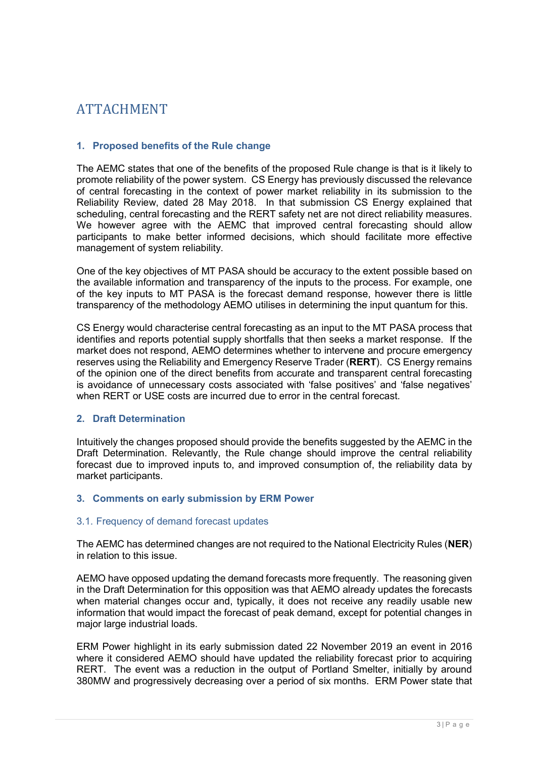# ATTACHMENT

## 1. Proposed benefits of the Rule change

The AEMC states that one of the benefits of the proposed Rule change is that is it likely to promote reliability of the power system. CS Energy has previously discussed the relevance of central forecasting in the context of power market reliability in its submission to the Reliability Review, dated 28 May 2018. In that submission CS Energy explained that scheduling, central forecasting and the RERT safety net are not direct reliability measures. We however agree with the AEMC that improved central forecasting should allow participants to make better informed decisions, which should facilitate more effective management of system reliability.

One of the key objectives of MT PASA should be accuracy to the extent possible based on the available information and transparency of the inputs to the process. For example, one of the key inputs to MT PASA is the forecast demand response, however there is little transparency of the methodology AEMO utilises in determining the input quantum for this.

CS Energy would characterise central forecasting as an input to the MT PASA process that identifies and reports potential supply shortfalls that then seeks a market response. If the market does not respond, AEMO determines whether to intervene and procure emergency reserves using the Reliability and Emergency Reserve Trader (**RERT**). CS Energy remains of the opinion one of the direct benefits from accurate and transparent central forecasting is avoidance of unnecessary costs associated with 'false positives' and 'false negatives' when RERT or USE costs are incurred due to error in the central forecast.

## 2. Draft Determination

Intuitively the changes proposed should provide the benefits suggested by the AEMC in the Draft Determination. Relevantly, the Rule change should improve the central reliability forecast due to improved inputs to, and improved consumption of, the reliability data by market participants.

## 3. Comments on early submission by ERM Power

### 3.1. Frequency of demand forecast updates

The AEMC has determined changes are not required to the National Electricity Rules (**NER**) in relation to this issue.

AEMO have opposed updating the demand forecasts more frequently. The reasoning given in the Draft Determination for this opposition was that AEMO already updates the forecasts when material changes occur and, typically, it does not receive any readily usable new information that would impact the forecast of peak demand, except for potential changes in major large industrial loads.

ERM Power highlight in its early submission dated 22 November 2019 an event in 2016 where it considered AEMO should have updated the reliability forecast prior to acquiring RERT. The event was a reduction in the output of Portland Smelter, initially by around 380MW and progressively decreasing over a period of six months. ERM Power state that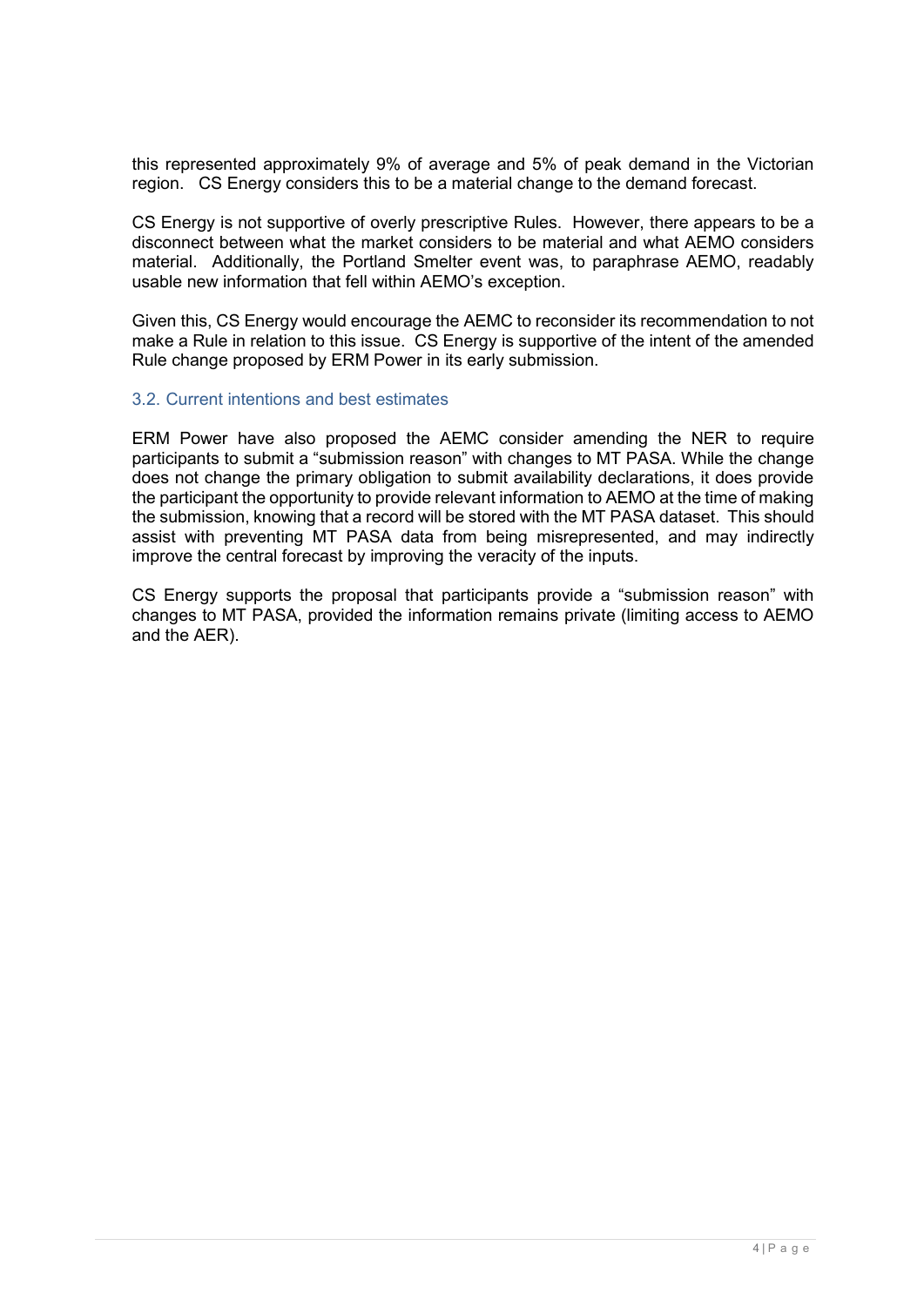this represented approximately 9% of average and 5% of peak demand in the Victorian region. CS Energy considers this to be a material change to the demand forecast.

CS Energy is not supportive of overly prescriptive Rules. However, there appears to be a disconnect between what the market considers to be material and what AEMO considers material. Additionally, the Portland Smelter event was, to paraphrase AEMO, readably usable new information that fell within AEMO's exception.

Given this, CS Energy would encourage the AEMC to reconsider its recommendation to not make a Rule in relation to this issue. CS Energy is supportive of the intent of the amended Rule change proposed by ERM Power in its early submission.

### 3.2. Current intentions and best estimates

ERM Power have also proposed the AEMC consider amending the NER to require participants to submit a "submission reason" with changes to MT PASA. While the change does not change the primary obligation to submit availability declarations, it does provide the participant the opportunity to provide relevant information to AEMO at the time of making the submission, knowing that a record will be stored with the MT PASA dataset. This should assist with preventing MT PASA data from being misrepresented, and may indirectly improve the central forecast by improving the veracity of the inputs.

CS Energy supports the proposal that participants provide a "submission reason" with changes to MT PASA, provided the information remains private (limiting access to AEMO and the AER).